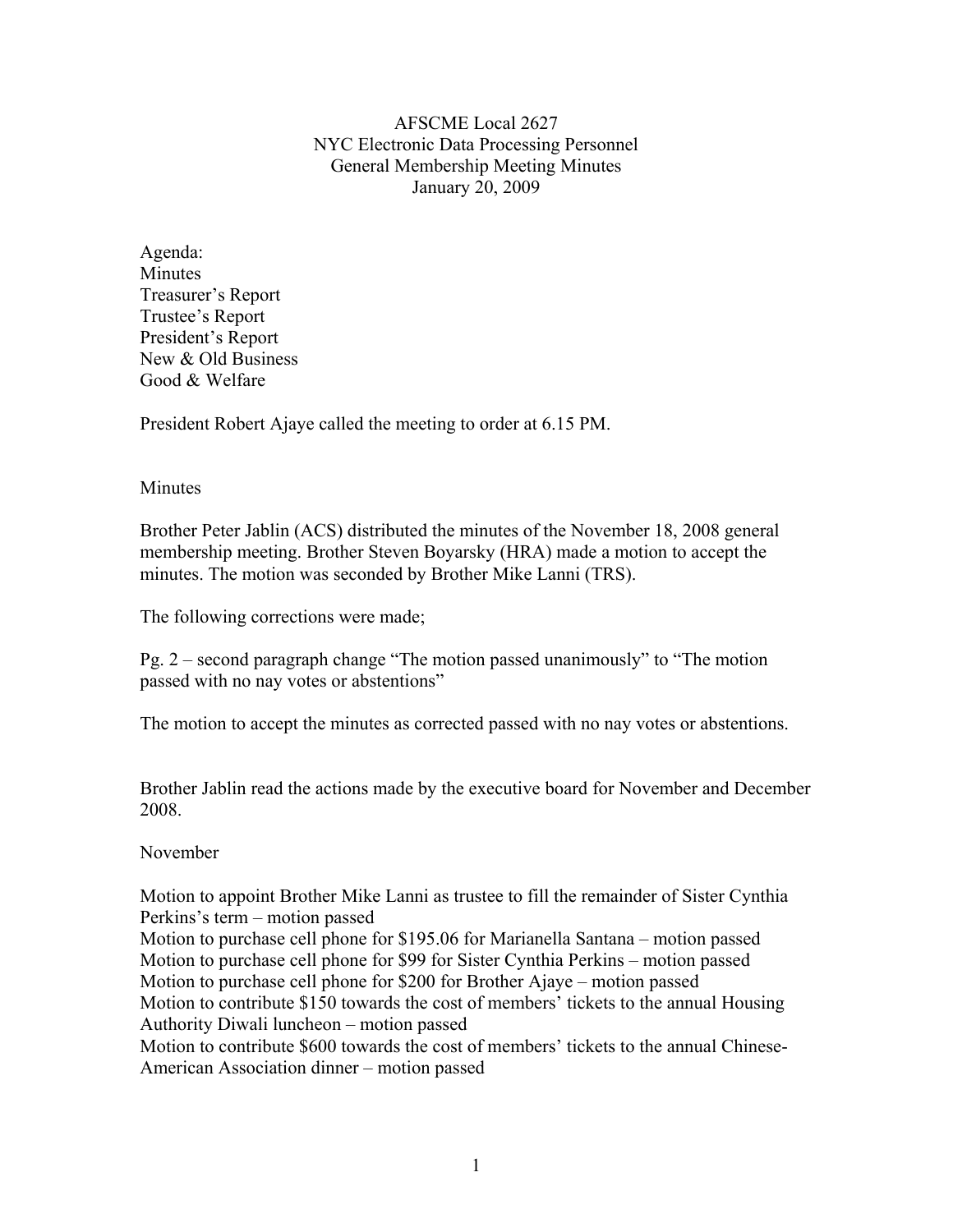# AFSCME Local 2627
## NYC Electronic Data Processing Personnel
## General Membership Meeting Minutes
## January 20, 2009

Agenda:
Minutes
Treasurer's Report
Trustee's Report
President's Report
New & Old Business
Good & Welfare

President Robert Ajaye called the meeting to order at 6.15 PM.

### Minutes

Brother Peter Jablin (ACS) distributed the minutes of the November 18, 2008 general membership meeting. Brother Steven Boyarsky (HRA) made a motion to accept the minutes. The motion was seconded by Brother Mike Lanni (TRS).

The following corrections were made;

Pg. 2 – second paragraph change "The motion passed unanimously" to "The motion passed with no nay votes or abstentions"

The motion to accept the minutes as corrected passed with no nay votes or abstentions.

Brother Jablin read the actions made by the executive board for November and December 2008.

November

Motion to appoint Brother Mike Lanni as trustee to fill the remainder of Sister Cynthia Perkins's term – motion passed
Motion to purchase cell phone for $195.06 for Marianella Santana – motion passed
Motion to purchase cell phone for $99 for Sister Cynthia Perkins – motion passed
Motion to purchase cell phone for $200 for Brother Ajaye – motion passed
Motion to contribute $150 towards the cost of members' tickets to the annual Housing Authority Diwali luncheon – motion passed
Motion to contribute $600 towards the cost of members' tickets to the annual Chinese-American Association dinner – motion passed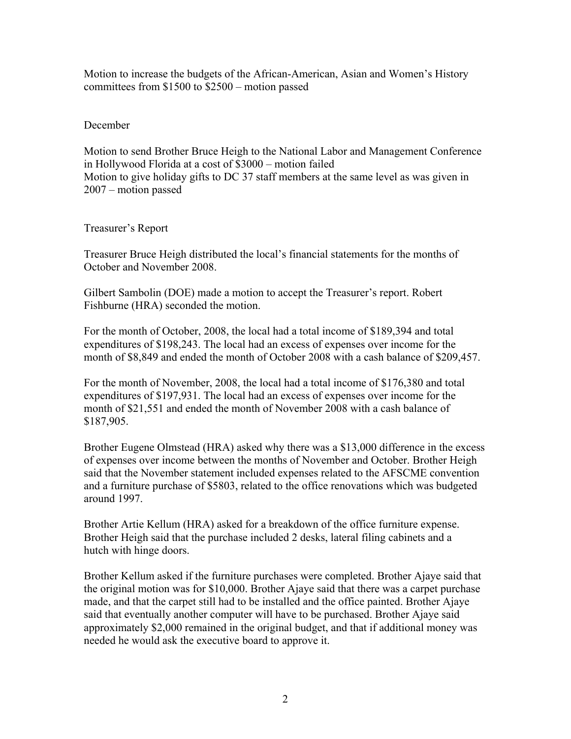Motion to increase the budgets of the African-American, Asian and Women's History committees from $1500 to $2500 – motion passed

December

Motion to send Brother Bruce Heigh to the National Labor and Management Conference in Hollywood Florida at a cost of $3000 – motion failed
Motion to give holiday gifts to DC 37 staff members at the same level as was given in 2007 – motion passed

Treasurer's Report

Treasurer Bruce Heigh distributed the local's financial statements for the months of October and November 2008.

Gilbert Sambolin (DOE) made a motion to accept the Treasurer's report. Robert Fishburne (HRA) seconded the motion.

For the month of October, 2008, the local had a total income of $189,394 and total expenditures of $198,243. The local had an excess of expenses over income for the month of $8,849 and ended the month of October 2008 with a cash balance of $209,457.

For the month of November, 2008, the local had a total income of $176,380 and total expenditures of $197,931. The local had an excess of expenses over income for the month of $21,551 and ended the month of November 2008 with a cash balance of $187,905.

Brother Eugene Olmstead (HRA) asked why there was a $13,000 difference in the excess of expenses over income between the months of November and October. Brother Heigh said that the November statement included expenses related to the AFSCME convention and a furniture purchase of $5803, related to the office renovations which was budgeted around 1997.

Brother Artie Kellum (HRA) asked for a breakdown of the office furniture expense. Brother Heigh said that the purchase included 2 desks, lateral filing cabinets and a hutch with hinge doors.

Brother Kellum asked if the furniture purchases were completed. Brother Ajaye said that the original motion was for $10,000. Brother Ajaye said that there was a carpet purchase made, and that the carpet still had to be installed and the office painted. Brother Ajaye said that eventually another computer will have to be purchased. Brother Ajaye said approximately $2,000 remained in the original budget, and that if additional money was needed he would ask the executive board to approve it.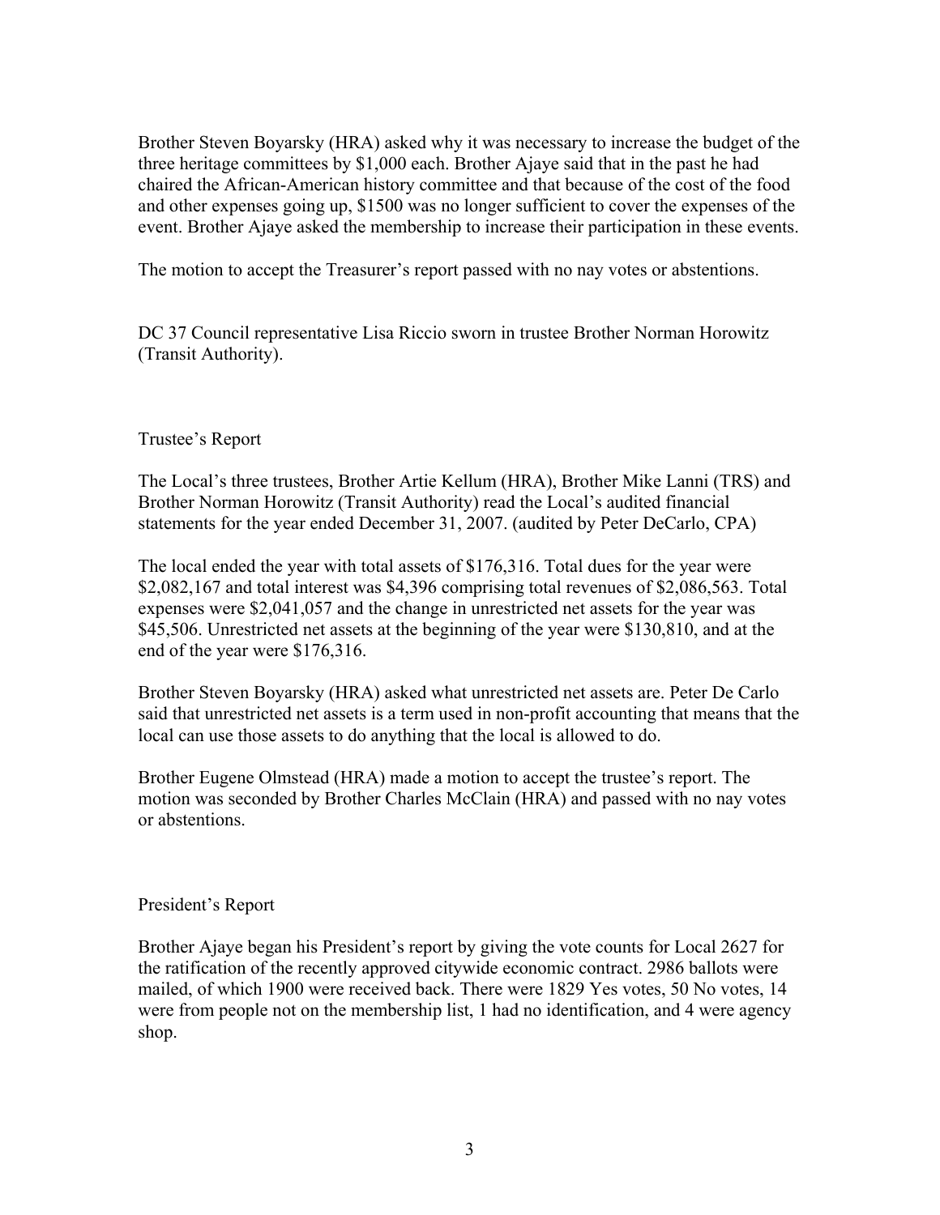Brother Steven Boyarsky (HRA) asked why it was necessary to increase the budget of the three heritage committees by $1,000 each. Brother Ajaye said that in the past he had chaired the African-American history committee and that because of the cost of the food and other expenses going up, $1500 was no longer sufficient to cover the expenses of the event. Brother Ajaye asked the membership to increase their participation in these events.

The motion to accept the Treasurer's report passed with no nay votes or abstentions.

DC 37 Council representative Lisa Riccio sworn in trustee Brother Norman Horowitz (Transit Authority).

## Trustee's Report

The Local's three trustees, Brother Artie Kellum (HRA), Brother Mike Lanni (TRS) and Brother Norman Horowitz (Transit Authority) read the Local's audited financial statements for the year ended December 31, 2007. (audited by Peter DeCarlo, CPA)

The local ended the year with total assets of $176,316. Total dues for the year were $2,082,167 and total interest was $4,396 comprising total revenues of $2,086,563. Total expenses were $2,041,057 and the change in unrestricted net assets for the year was $45,506. Unrestricted net assets at the beginning of the year were $130,810, and at the end of the year were $176,316.

Brother Steven Boyarsky (HRA) asked what unrestricted net assets are. Peter De Carlo said that unrestricted net assets is a term used in non-profit accounting that means that the local can use those assets to do anything that the local is allowed to do.

Brother Eugene Olmstead (HRA) made a motion to accept the trustee's report. The motion was seconded by Brother Charles McClain (HRA) and passed with no nay votes or abstentions.

## President's Report

Brother Ajaye began his President's report by giving the vote counts for Local 2627 for the ratification of the recently approved citywide economic contract. 2986 ballots were mailed, of which 1900 were received back. There were 1829 Yes votes, 50 No votes, 14 were from people not on the membership list, 1 had no identification, and 4 were agency shop.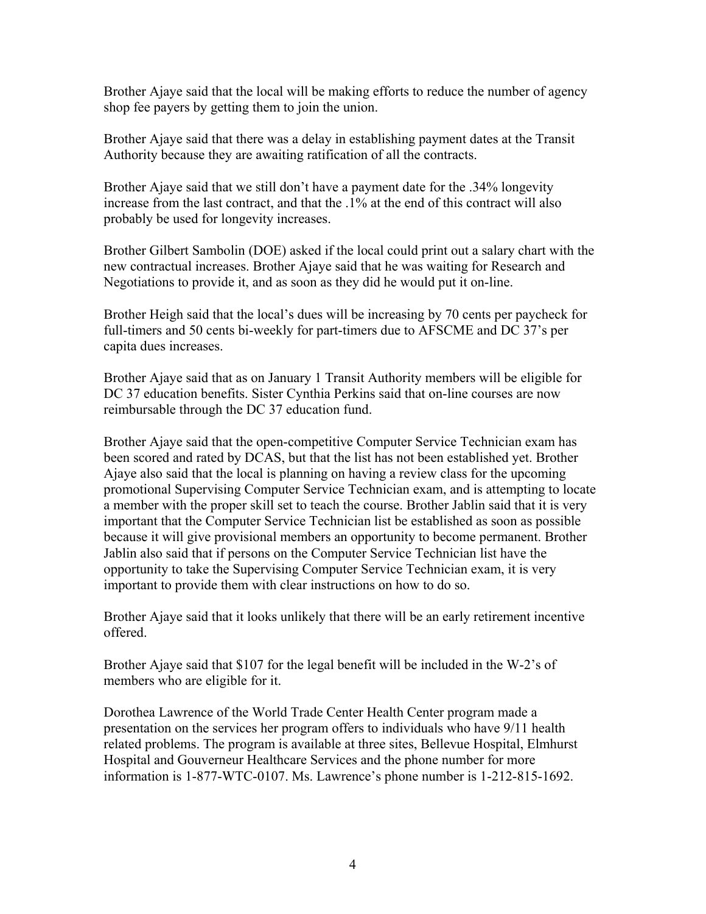Brother Ajaye said that the local will be making efforts to reduce the number of agency shop fee payers by getting them to join the union.

Brother Ajaye said that there was a delay in establishing payment dates at the Transit Authority because they are awaiting ratification of all the contracts.

Brother Ajaye said that we still don't have a payment date for the .34% longevity increase from the last contract, and that the .1% at the end of this contract will also probably be used for longevity increases.

Brother Gilbert Sambolin (DOE) asked if the local could print out a salary chart with the new contractual increases. Brother Ajaye said that he was waiting for Research and Negotiations to provide it, and as soon as they did he would put it on-line.

Brother Heigh said that the local's dues will be increasing by 70 cents per paycheck for full-timers and 50 cents bi-weekly for part-timers due to AFSCME and DC 37's per capita dues increases.

Brother Ajaye said that as on January 1 Transit Authority members will be eligible for DC 37 education benefits. Sister Cynthia Perkins said that on-line courses are now reimbursable through the DC 37 education fund.

Brother Ajaye said that the open-competitive Computer Service Technician exam has been scored and rated by DCAS, but that the list has not been established yet. Brother Ajaye also said that the local is planning on having a review class for the upcoming promotional Supervising Computer Service Technician exam, and is attempting to locate a member with the proper skill set to teach the course. Brother Jablin said that it is very important that the Computer Service Technician list be established as soon as possible because it will give provisional members an opportunity to become permanent. Brother Jablin also said that if persons on the Computer Service Technician list have the opportunity to take the Supervising Computer Service Technician exam, it is very important to provide them with clear instructions on how to do so.

Brother Ajaye said that it looks unlikely that there will be an early retirement incentive offered.

Brother Ajaye said that $107 for the legal benefit will be included in the W-2's of members who are eligible for it.

Dorothea Lawrence of the World Trade Center Health Center program made a presentation on the services her program offers to individuals who have 9/11 health related problems. The program is available at three sites, Bellevue Hospital, Elmhurst Hospital and Gouverneur Healthcare Services and the phone number for more information is 1-877-WTC-0107. Ms. Lawrence's phone number is 1-212-815-1692.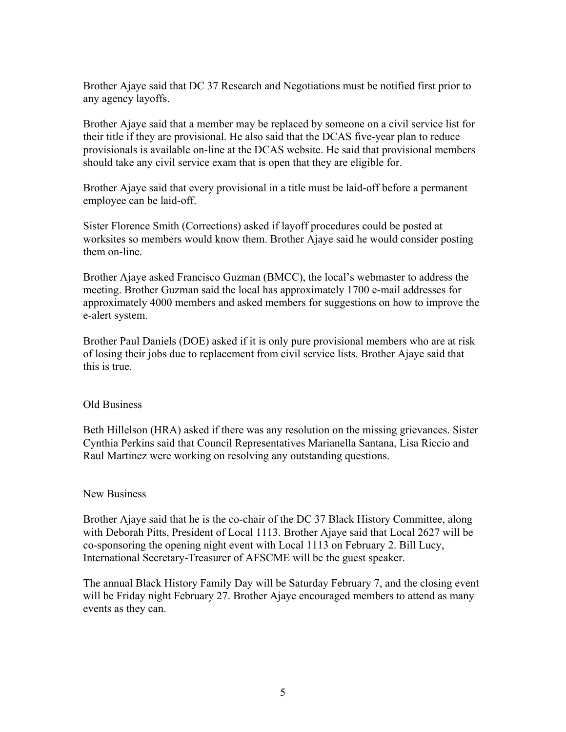Brother Ajaye said that DC 37 Research and Negotiations must be notified first prior to any agency layoffs.

Brother Ajaye said that a member may be replaced by someone on a civil service list for their title if they are provisional. He also said that the DCAS five-year plan to reduce provisionals is available on-line at the DCAS website. He said that provisional members should take any civil service exam that is open that they are eligible for.

Brother Ajaye said that every provisional in a title must be laid-off before a permanent employee can be laid-off.

Sister Florence Smith (Corrections) asked if layoff procedures could be posted at worksites so members would know them. Brother Ajaye said he would consider posting them on-line.

Brother Ajaye asked Francisco Guzman (BMCC), the local's webmaster to address the meeting. Brother Guzman said the local has approximately 1700 e-mail addresses for approximately 4000 members and asked members for suggestions on how to improve the e-alert system.

Brother Paul Daniels (DOE) asked if it is only pure provisional members who are at risk of losing their jobs due to replacement from civil service lists. Brother Ajaye said that this is true.

## Old Business

Beth Hillelson (HRA) asked if there was any resolution on the missing grievances. Sister Cynthia Perkins said that Council Representatives Marianella Santana, Lisa Riccio and Raul Martinez were working on resolving any outstanding questions.

## New Business

Brother Ajaye said that he is the co-chair of the DC 37 Black History Committee, along with Deborah Pitts, President of Local 1113. Brother Ajaye said that Local 2627 will be co-sponsoring the opening night event with Local 1113 on February 2. Bill Lucy, International Secretary-Treasurer of AFSCME will be the guest speaker.

The annual Black History Family Day will be Saturday February 7, and the closing event will be Friday night February 27. Brother Ajaye encouraged members to attend as many events as they can.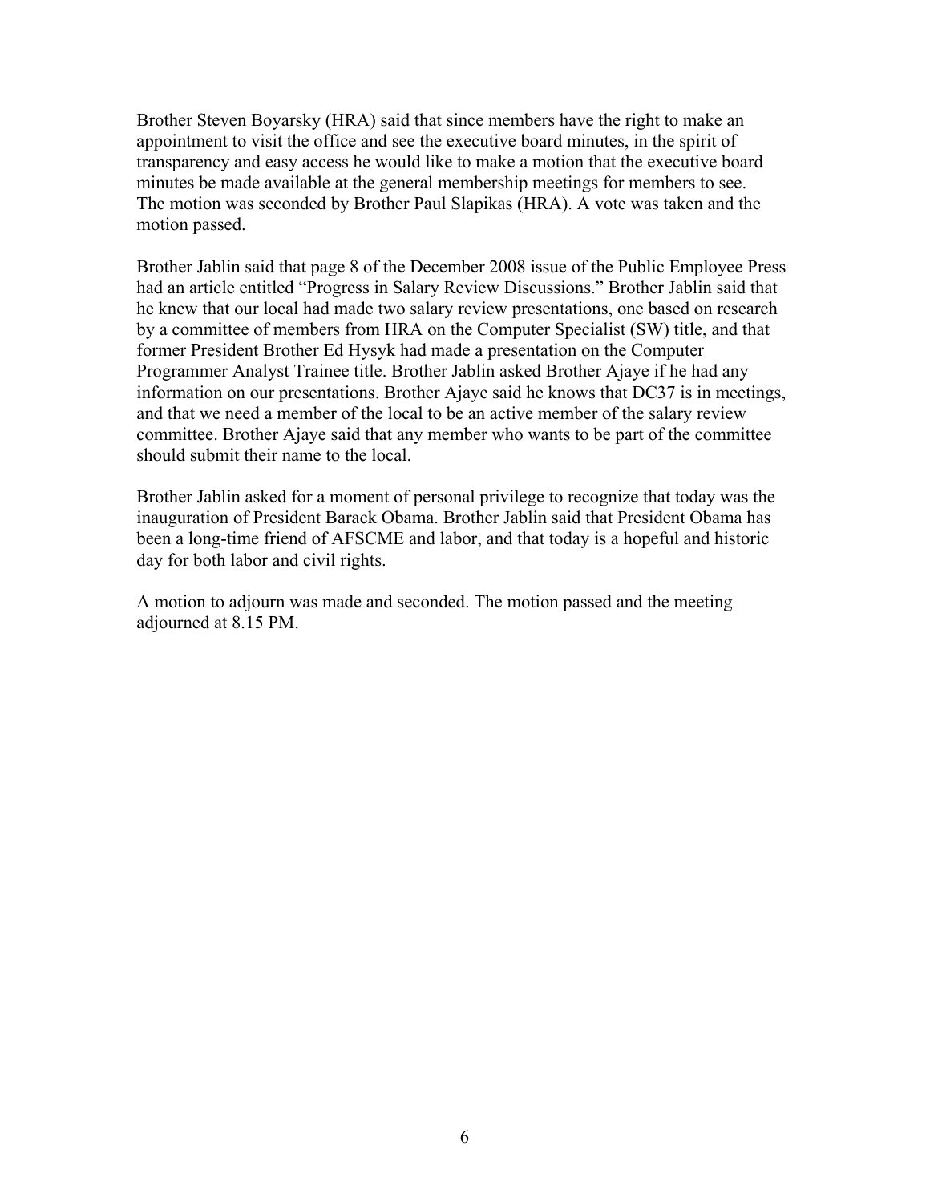Brother Steven Boyarsky (HRA) said that since members have the right to make an appointment to visit the office and see the executive board minutes, in the spirit of transparency and easy access he would like to make a motion that the executive board minutes be made available at the general membership meetings for members to see. The motion was seconded by Brother Paul Slapikas (HRA). A vote was taken and the motion passed.

Brother Jablin said that page 8 of the December 2008 issue of the Public Employee Press had an article entitled "Progress in Salary Review Discussions." Brother Jablin said that he knew that our local had made two salary review presentations, one based on research by a committee of members from HRA on the Computer Specialist (SW) title, and that former President Brother Ed Hysyk had made a presentation on the Computer Programmer Analyst Trainee title. Brother Jablin asked Brother Ajaye if he had any information on our presentations. Brother Ajaye said he knows that DC37 is in meetings, and that we need a member of the local to be an active member of the salary review committee. Brother Ajaye said that any member who wants to be part of the committee should submit their name to the local.

Brother Jablin asked for a moment of personal privilege to recognize that today was the inauguration of President Barack Obama. Brother Jablin said that President Obama has been a long-time friend of AFSCME and labor, and that today is a hopeful and historic day for both labor and civil rights.

A motion to adjourn was made and seconded. The motion passed and the meeting adjourned at 8.15 PM.